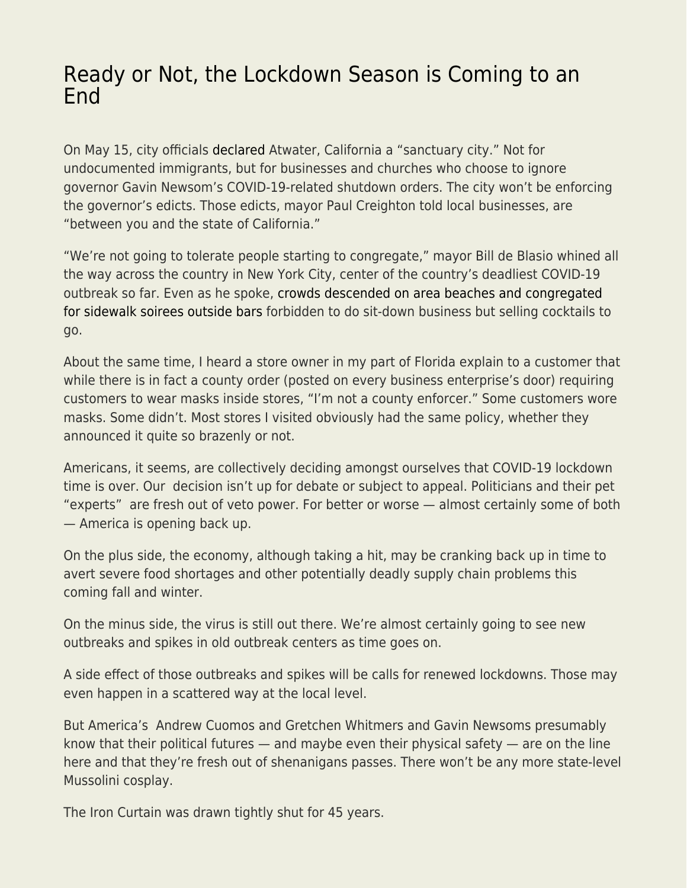# Ready or Not, the Lockdown Season is Coming to an End

On May 15, city officials declared Atwater, California a "sanctuary city." Not for undocumented immigrants, but for businesses and churches who choose to ignore governor Gavin Newsom's COVID-19-related shutdown orders. The city won't be enforcing the governor's edicts. Those edicts, mayor Paul Creighton told local businesses, are "between you and the state of California."

"We're not going to tolerate people starting to congregate," mayor Bill de Blasio whined all the way across the country in New York City, center of the country's deadliest COVID-19 outbreak so far. Even as he spoke, crowds descended on area beaches and congregated for sidewalk soirees outside bars forbidden to do sit-down business but selling cocktails to go.

About the same time, I heard a store owner in my part of Florida explain to a customer that while there is in fact a county order (posted on every business enterprise's door) requiring customers to wear masks inside stores, "I'm not a county enforcer." Some customers wore masks. Some didn't. Most stores I visited obviously had the same policy, whether they announced it quite so brazenly or not.

Americans, it seems, are collectively deciding amongst ourselves that COVID-19 lockdown time is over. Our decision isn't up for debate or subject to appeal. Politicians and their pet "experts" are fresh out of veto power. For better or worse — almost certainly some of both — America is opening back up.

On the plus side, the economy, although taking a hit, may be cranking back up in time to avert severe food shortages and other potentially deadly supply chain problems this coming fall and winter.

On the minus side, the virus is still out there. We're almost certainly going to see new outbreaks and spikes in old outbreak centers as time goes on.

A side effect of those outbreaks and spikes will be calls for renewed lockdowns. Those may even happen in a scattered way at the local level.

But America's Andrew Cuomos and Gretchen Whitmers and Gavin Newsoms presumably know that their political futures — and maybe even their physical safety — are on the line here and that they're fresh out of shenanigans passes. There won't be any more state-level Mussolini cosplay.

The Iron Curtain was drawn tightly shut for 45 years.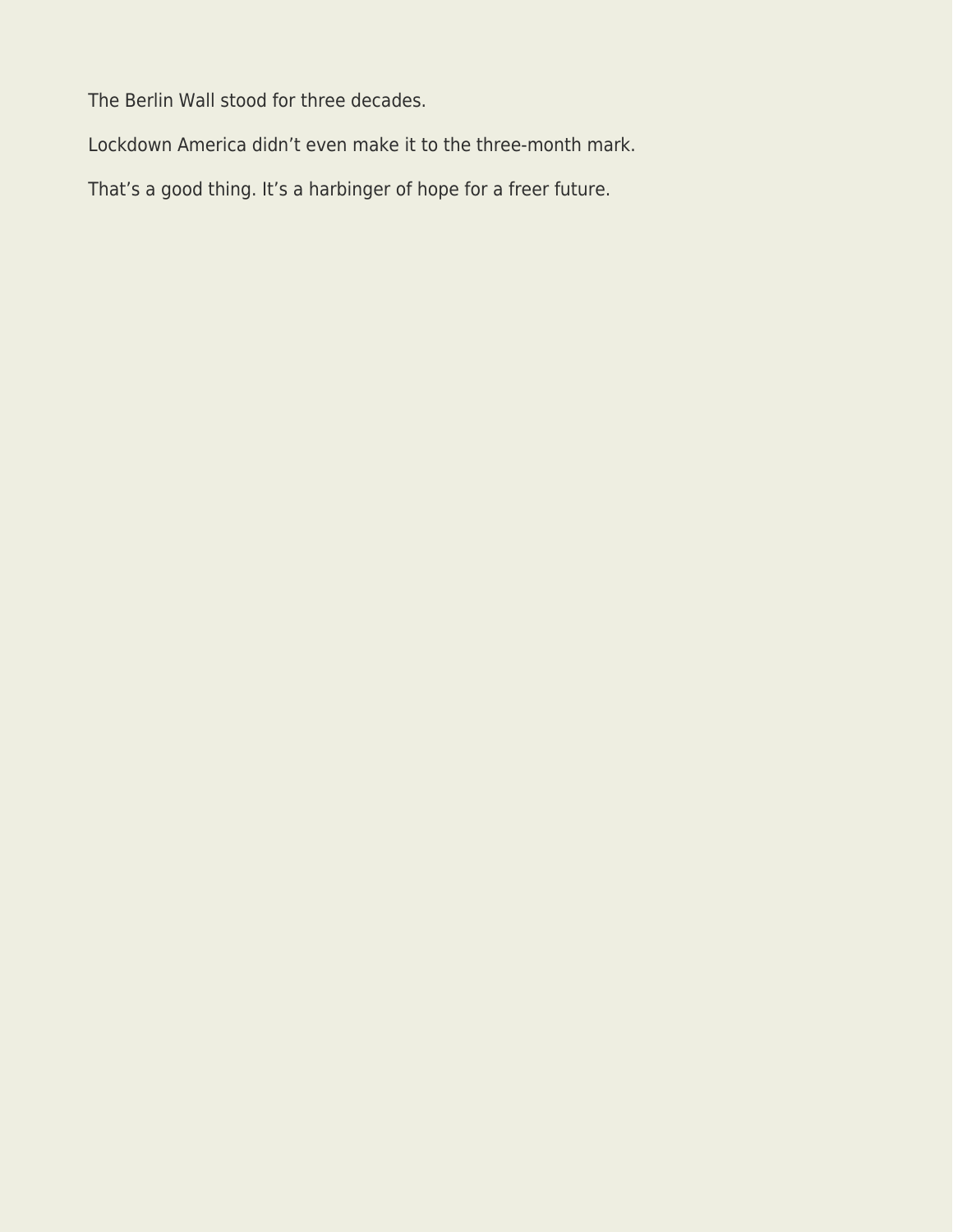The Berlin Wall stood for three decades.

Lockdown America didn't even make it to the three-month mark.

That's a good thing. It's a harbinger of hope for a freer future.